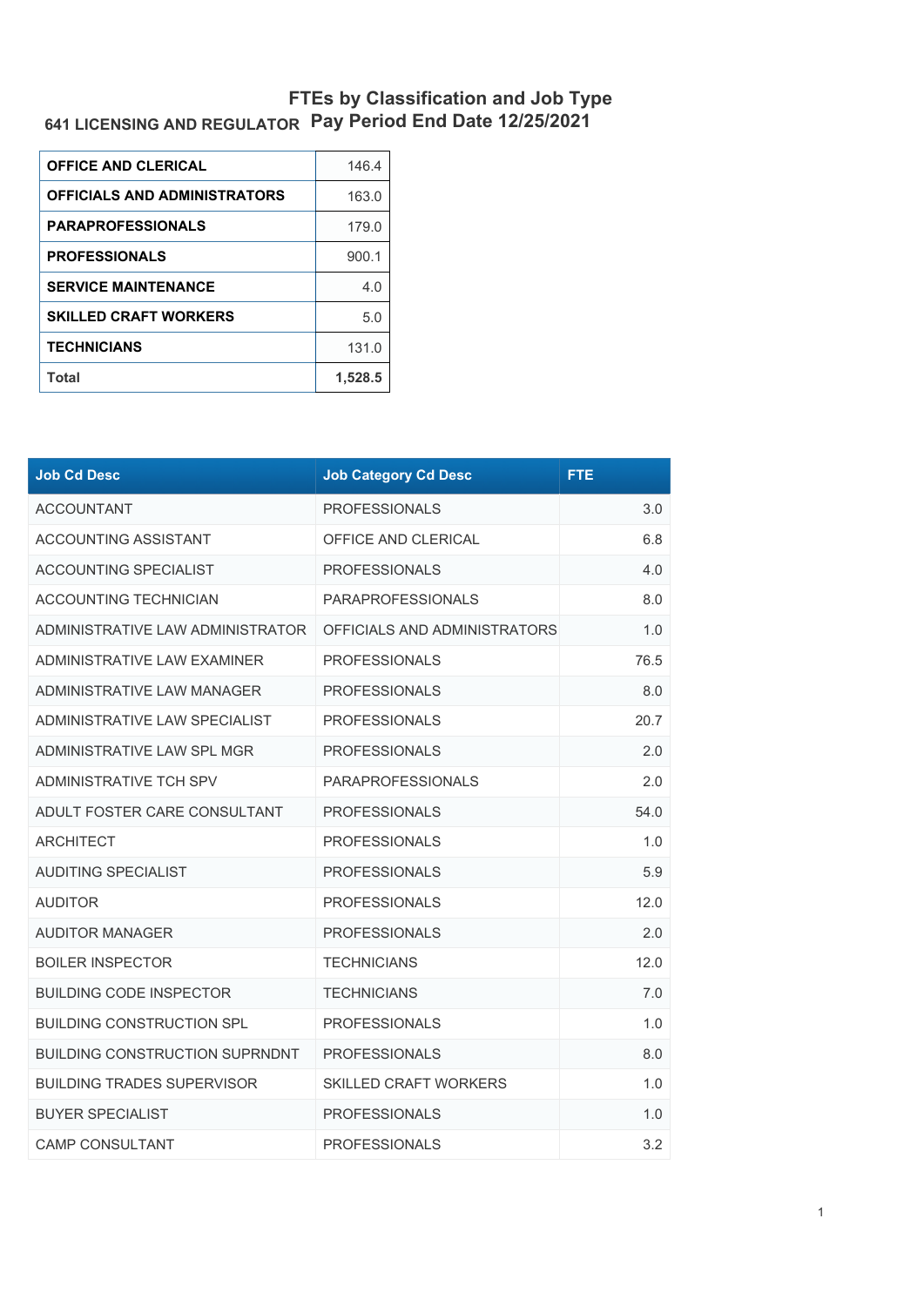# FTEs by Classification and Job Type

## 641 LICENSING AND REGULATOR Pay Period End Date 12/25/2021

| | |
|---|---|
| **OFFICE AND CLERICAL** | 146.4 |
| **OFFICIALS AND ADMINISTRATORS** | 163.0 |
| **PARAPROFESSIONALS** | 179.0 |
| **PROFESSIONALS** | 900.1 |
| **SERVICE MAINTENANCE** | 4.0 |
| **SKILLED CRAFT WORKERS** | 5.0 |
| **TECHNICIANS** | 131.0 |
| **Total** | **1,528.5** |

| Job Cd Desc | Job Category Cd Desc | FTE |
|---|---|---|
| ACCOUNTANT | PROFESSIONALS | 3.0 |
| ACCOUNTING ASSISTANT | OFFICE AND CLERICAL | 6.8 |
| ACCOUNTING SPECIALIST | PROFESSIONALS | 4.0 |
| ACCOUNTING TECHNICIAN | PARAPROFESSIONALS | 8.0 |
| ADMINISTRATIVE LAW ADMINISTRATOR | OFFICIALS AND ADMINISTRATORS | 1.0 |
| ADMINISTRATIVE LAW EXAMINER | PROFESSIONALS | 76.5 |
| ADMINISTRATIVE LAW MANAGER | PROFESSIONALS | 8.0 |
| ADMINISTRATIVE LAW SPECIALIST | PROFESSIONALS | 20.7 |
| ADMINISTRATIVE LAW SPL MGR | PROFESSIONALS | 2.0 |
| ADMINISTRATIVE TCH SPV | PARAPROFESSIONALS | 2.0 |
| ADULT FOSTER CARE CONSULTANT | PROFESSIONALS | 54.0 |
| ARCHITECT | PROFESSIONALS | 1.0 |
| AUDITING SPECIALIST | PROFESSIONALS | 5.9 |
| AUDITOR | PROFESSIONALS | 12.0 |
| AUDITOR MANAGER | PROFESSIONALS | 2.0 |
| BOILER INSPECTOR | TECHNICIANS | 12.0 |
| BUILDING CODE INSPECTOR | TECHNICIANS | 7.0 |
| BUILDING CONSTRUCTION SPL | PROFESSIONALS | 1.0 |
| BUILDING CONSTRUCTION SUPRNDNT | PROFESSIONALS | 8.0 |
| BUILDING TRADES SUPERVISOR | SKILLED CRAFT WORKERS | 1.0 |
| BUYER SPECIALIST | PROFESSIONALS | 1.0 |
| CAMP CONSULTANT | PROFESSIONALS | 3.2 |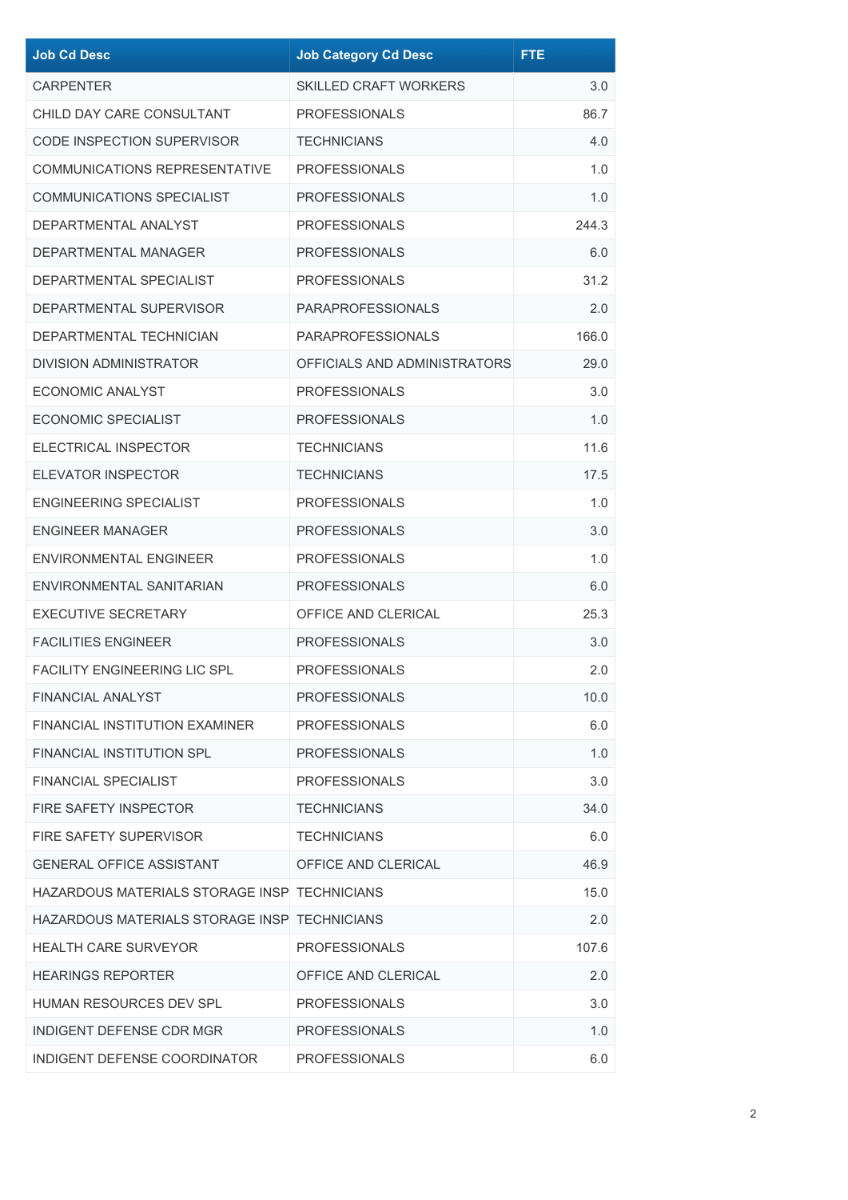| Job Cd Desc | Job Category Cd Desc | FTE |
|---|---|---|
| CARPENTER | SKILLED CRAFT WORKERS | 3.0 |
| CHILD DAY CARE CONSULTANT | PROFESSIONALS | 86.7 |
| CODE INSPECTION SUPERVISOR | TECHNICIANS | 4.0 |
| COMMUNICATIONS REPRESENTATIVE | PROFESSIONALS | 1.0 |
| COMMUNICATIONS SPECIALIST | PROFESSIONALS | 1.0 |
| DEPARTMENTAL ANALYST | PROFESSIONALS | 244.3 |
| DEPARTMENTAL MANAGER | PROFESSIONALS | 6.0 |
| DEPARTMENTAL SPECIALIST | PROFESSIONALS | 31.2 |
| DEPARTMENTAL SUPERVISOR | PARAPROFESSIONALS | 2.0 |
| DEPARTMENTAL TECHNICIAN | PARAPROFESSIONALS | 166.0 |
| DIVISION ADMINISTRATOR | OFFICIALS AND ADMINISTRATORS | 29.0 |
| ECONOMIC ANALYST | PROFESSIONALS | 3.0 |
| ECONOMIC SPECIALIST | PROFESSIONALS | 1.0 |
| ELECTRICAL INSPECTOR | TECHNICIANS | 11.6 |
| ELEVATOR INSPECTOR | TECHNICIANS | 17.5 |
| ENGINEERING SPECIALIST | PROFESSIONALS | 1.0 |
| ENGINEER MANAGER | PROFESSIONALS | 3.0 |
| ENVIRONMENTAL ENGINEER | PROFESSIONALS | 1.0 |
| ENVIRONMENTAL SANITARIAN | PROFESSIONALS | 6.0 |
| EXECUTIVE SECRETARY | OFFICE AND CLERICAL | 25.3 |
| FACILITIES ENGINEER | PROFESSIONALS | 3.0 |
| FACILITY ENGINEERING LIC SPL | PROFESSIONALS | 2.0 |
| FINANCIAL ANALYST | PROFESSIONALS | 10.0 |
| FINANCIAL INSTITUTION EXAMINER | PROFESSIONALS | 6.0 |
| FINANCIAL INSTITUTION SPL | PROFESSIONALS | 1.0 |
| FINANCIAL SPECIALIST | PROFESSIONALS | 3.0 |
| FIRE SAFETY INSPECTOR | TECHNICIANS | 34.0 |
| FIRE SAFETY SUPERVISOR | TECHNICIANS | 6.0 |
| GENERAL OFFICE ASSISTANT | OFFICE AND CLERICAL | 46.9 |
| HAZARDOUS MATERIALS STORAGE INSP | TECHNICIANS | 15.0 |
| HAZARDOUS MATERIALS STORAGE INSP | TECHNICIANS | 2.0 |
| HEALTH CARE SURVEYOR | PROFESSIONALS | 107.6 |
| HEARINGS REPORTER | OFFICE AND CLERICAL | 2.0 |
| HUMAN RESOURCES DEV SPL | PROFESSIONALS | 3.0 |
| INDIGENT DEFENSE CDR MGR | PROFESSIONALS | 1.0 |
| INDIGENT DEFENSE COORDINATOR | PROFESSIONALS | 6.0 |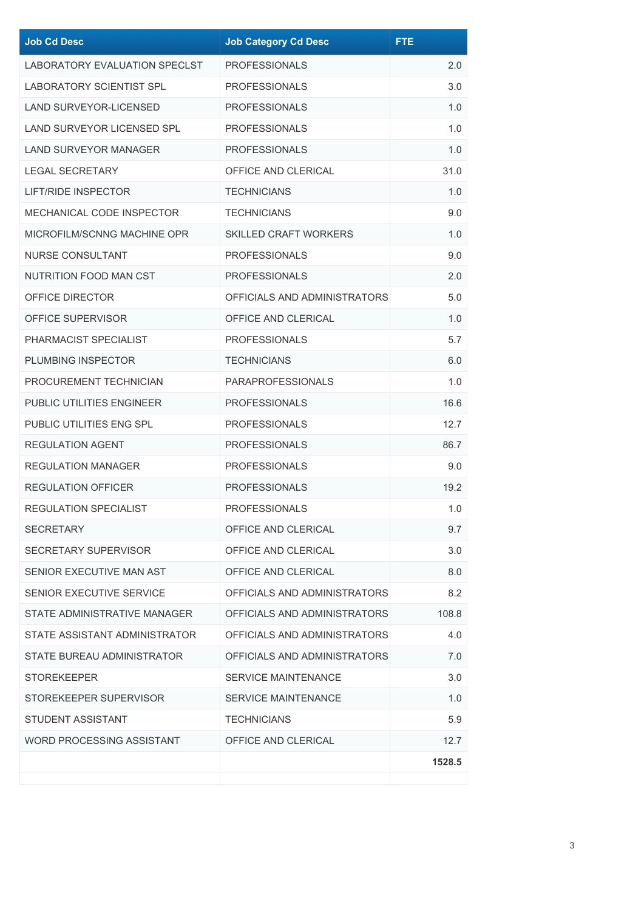| Job Cd Desc | Job Category Cd Desc | FTE |
|---|---|---|
| LABORATORY EVALUATION SPECLST | PROFESSIONALS | 2.0 |
| LABORATORY SCIENTIST SPL | PROFESSIONALS | 3.0 |
| LAND SURVEYOR-LICENSED | PROFESSIONALS | 1.0 |
| LAND SURVEYOR LICENSED SPL | PROFESSIONALS | 1.0 |
| LAND SURVEYOR MANAGER | PROFESSIONALS | 1.0 |
| LEGAL SECRETARY | OFFICE AND CLERICAL | 31.0 |
| LIFT/RIDE INSPECTOR | TECHNICIANS | 1.0 |
| MECHANICAL CODE INSPECTOR | TECHNICIANS | 9.0 |
| MICROFILM/SCNNG MACHINE OPR | SKILLED CRAFT WORKERS | 1.0 |
| NURSE CONSULTANT | PROFESSIONALS | 9.0 |
| NUTRITION FOOD MAN CST | PROFESSIONALS | 2.0 |
| OFFICE DIRECTOR | OFFICIALS AND ADMINISTRATORS | 5.0 |
| OFFICE SUPERVISOR | OFFICE AND CLERICAL | 1.0 |
| PHARMACIST SPECIALIST | PROFESSIONALS | 5.7 |
| PLUMBING INSPECTOR | TECHNICIANS | 6.0 |
| PROCUREMENT TECHNICIAN | PARAPROFESSIONALS | 1.0 |
| PUBLIC UTILITIES ENGINEER | PROFESSIONALS | 16.6 |
| PUBLIC UTILITIES ENG SPL | PROFESSIONALS | 12.7 |
| REGULATION AGENT | PROFESSIONALS | 86.7 |
| REGULATION MANAGER | PROFESSIONALS | 9.0 |
| REGULATION OFFICER | PROFESSIONALS | 19.2 |
| REGULATION SPECIALIST | PROFESSIONALS | 1.0 |
| SECRETARY | OFFICE AND CLERICAL | 9.7 |
| SECRETARY SUPERVISOR | OFFICE AND CLERICAL | 3.0 |
| SENIOR EXECUTIVE MAN AST | OFFICE AND CLERICAL | 8.0 |
| SENIOR EXECUTIVE SERVICE | OFFICIALS AND ADMINISTRATORS | 8.2 |
| STATE ADMINISTRATIVE MANAGER | OFFICIALS AND ADMINISTRATORS | 108.8 |
| STATE ASSISTANT ADMINISTRATOR | OFFICIALS AND ADMINISTRATORS | 4.0 |
| STATE BUREAU ADMINISTRATOR | OFFICIALS AND ADMINISTRATORS | 7.0 |
| STOREKEEPER | SERVICE MAINTENANCE | 3.0 |
| STOREKEEPER SUPERVISOR | SERVICE MAINTENANCE | 1.0 |
| STUDENT ASSISTANT | TECHNICIANS | 5.9 |
| WORD PROCESSING ASSISTANT | OFFICE AND CLERICAL | 12.7 |
| | | **1528.5** |